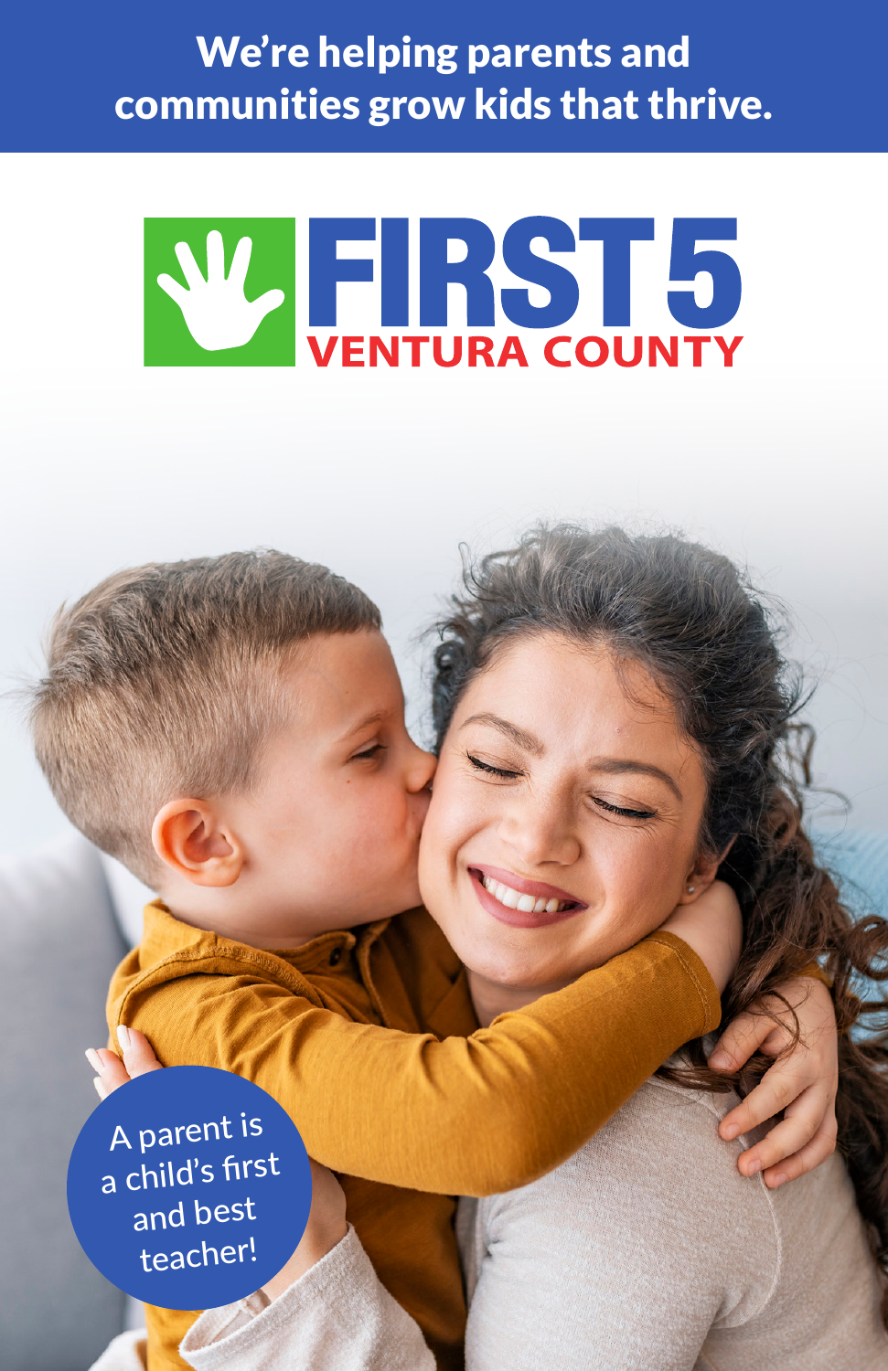**We're helping parents and communities grow kids that thrive.**

# FIRST 5 VENTURA COUNTY

A parent is a child's first and best teacher!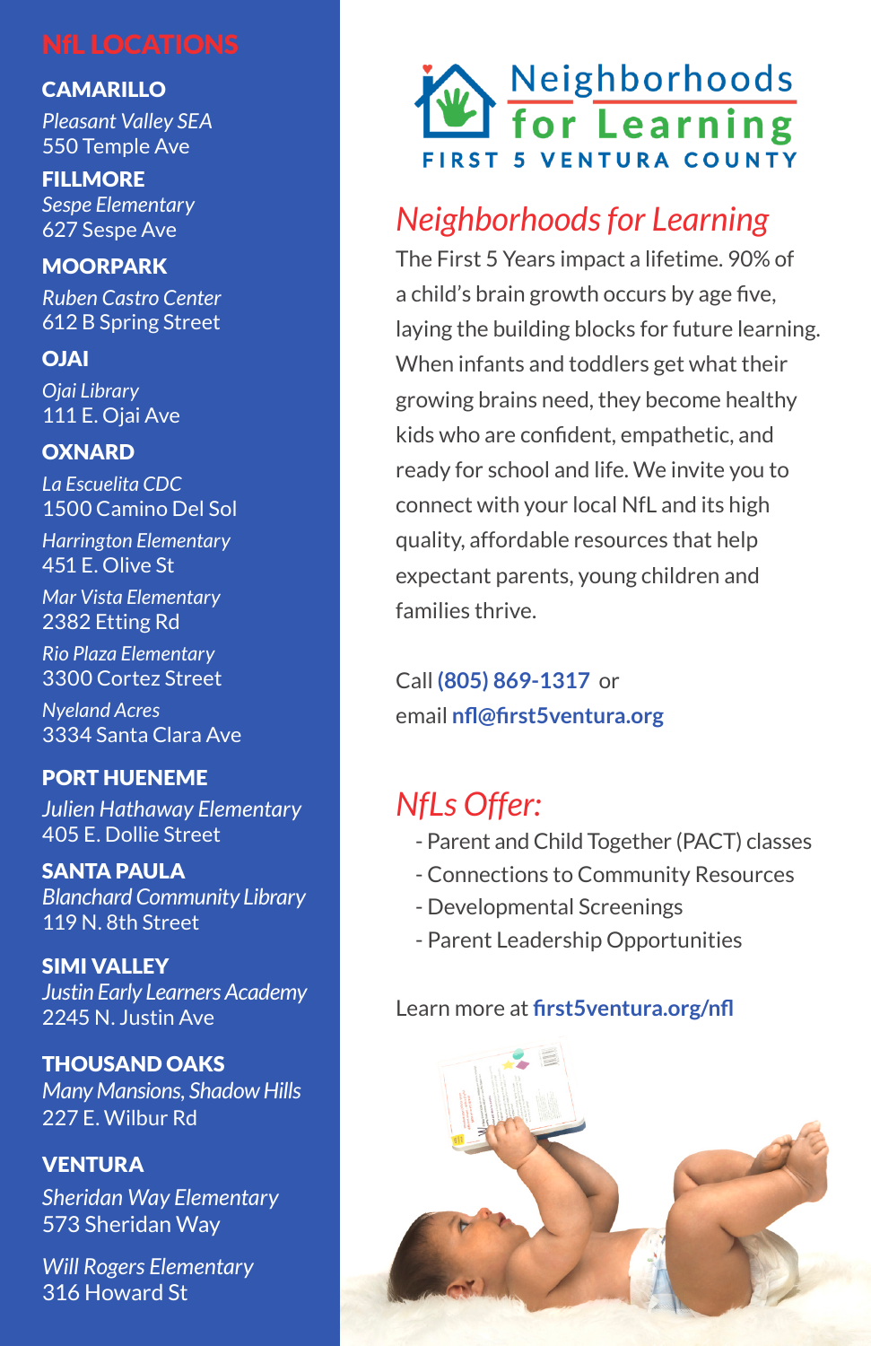## NfL LOCATIONS

**CAMARILLO**

*Pleasant Valley SEA*
550 Temple Ave

**FILLMORE**

*Sespe Elementary*
627 Sespe Ave

**MOORPARK**

*Ruben Castro Center*
612 B Spring Street

**OJAI**

*Ojai Library*
111 E. Ojai Ave

**OXNARD**

*La Escuelita CDC*
1500 Camino Del Sol

*Harrington Elementary*
451 E. Olive St

*Mar Vista Elementary*
2382 Etting Rd

*Rio Plaza Elementary*
3300 Cortez Street

*Nyeland Acres*
3334 Santa Clara Ave

**PORT HUENEME**

*Julien Hathaway Elementary*
405 E. Dollie Street

**SANTA PAULA**

*Blanchard Community Library*
119 N. 8th Street

**SIMI VALLEY**

*Justin Early Learners Academy*
2245 N. Justin Ave

**THOUSAND OAKS**

*Many Mansions, Shadow Hills*
227 E. Wilbur Rd

**VENTURA**

*Sheridan Way Elementary*
573 Sheridan Way

*Will Rogers Elementary*
316 Howard St

# Neighborhoods for Learning

FIRST 5 VENTURA COUNTY

## *Neighborhoods for Learning*

The First 5 Years impact a lifetime. 90% of a child's brain growth occurs by age five, laying the building blocks for future learning. When infants and toddlers get what their growing brains need, they become healthy kids who are confident, empathetic, and ready for school and life. We invite you to connect with your local NfL and its high quality, affordable resources that help expectant parents, young children and families thrive.

Call **(805) 869-1317** or
email **nfl@first5ventura.org**

## *NfLs Offer:*

- Parent and Child Together (PACT) classes
- Connections to Community Resources
- Developmental Screenings
- Parent Leadership Opportunities

Learn more at **first5ventura.org/nfl**